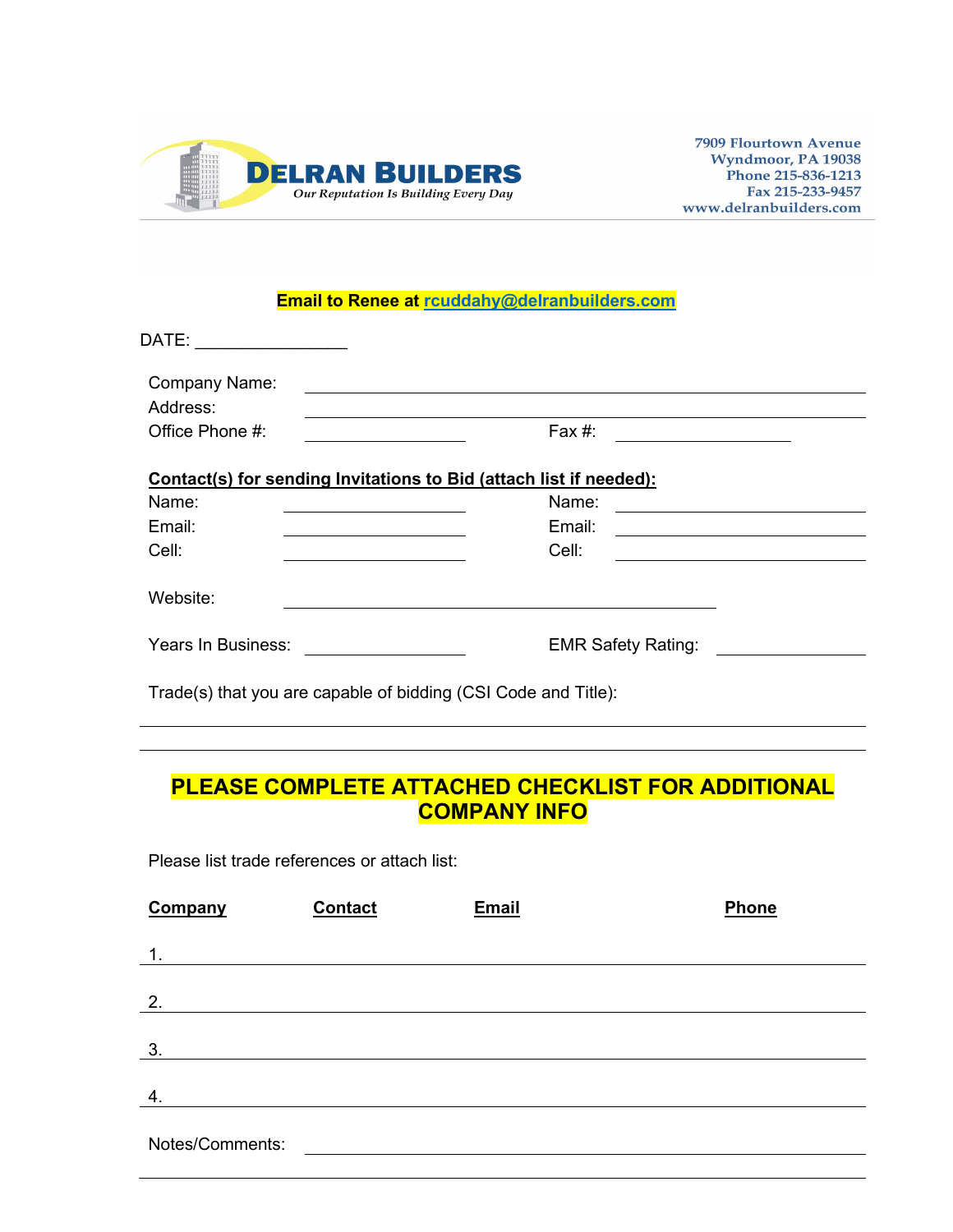**DELRAN BUILDERS**

*Our Reputation Is Building Every Day*

7909 Flourtown Avenue
Wyndmoor, PA 19038
Phone 215-836-1213
Fax 215-233-9457
www.delranbuilders.com

**Email to Renee at rcuddahy@delranbuilders.com**

DATE: ________________

Company Name: ______________________________

Address: ______________________________

Office Phone #: ________________ Fax #: ________________

**Contact(s) for sending Invitations to Bid (attach list if needed):**

| Name: | | Name: | |
|---|---|---|---|
| Email: | | Email: | |
| Cell: | | Cell: | |

Website: ______________________________

Years In Business: ________________ EMR Safety Rating: ________________

Trade(s) that you are capable of bidding (CSI Code and Title):

______________________________

______________________________

**PLEASE COMPLETE ATTACHED CHECKLIST FOR ADDITIONAL COMPANY INFO**

Please list trade references or attach list:

| Company | Contact | Email | Phone |
|---|---|---|---|
| 1. | | | |
| 2. | | | |
| 3. | | | |
| 4. | | | |

Notes/Comments: ______________________________

______________________________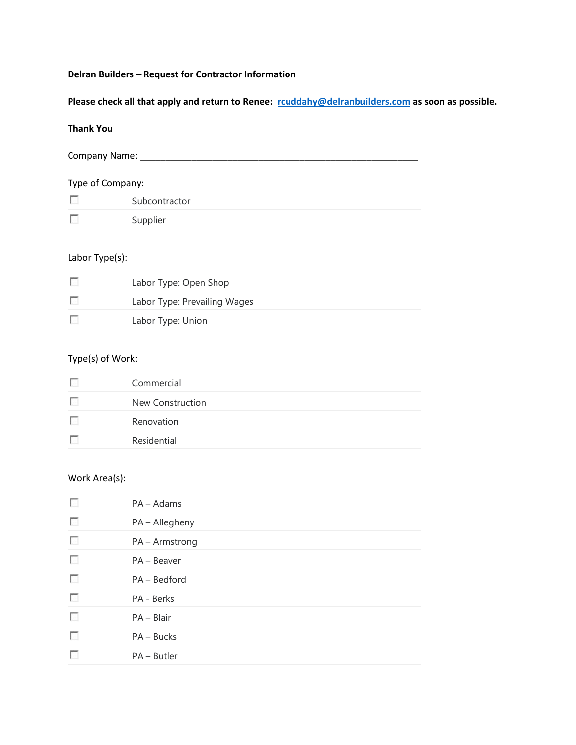**Delran Builders – Request for Contractor Information**

**Please check all that apply and return to Renee: [rcuddahy@delranbuilders.com](mailto:rcuddahy@delranbuilders.com) as soon as possible.**

**Thank You**

Company Name: ____________________________________________________________

Type of Company:

- [ ] Subcontractor
- [ ] Supplier

Labor Type(s):

- [ ] Labor Type: Open Shop
- [ ] Labor Type: Prevailing Wages
- [ ] Labor Type: Union

Type(s) of Work:

- [ ] Commercial
- [ ] New Construction
- [ ] Renovation
- [ ] Residential

Work Area(s):

- [ ] PA – Adams
- [ ] PA – Allegheny
- [ ] PA – Armstrong
- [ ] PA – Beaver
- [ ] PA – Bedford
- [ ] PA - Berks
- [ ] PA – Blair
- [ ] PA – Bucks
- [ ] PA – Butler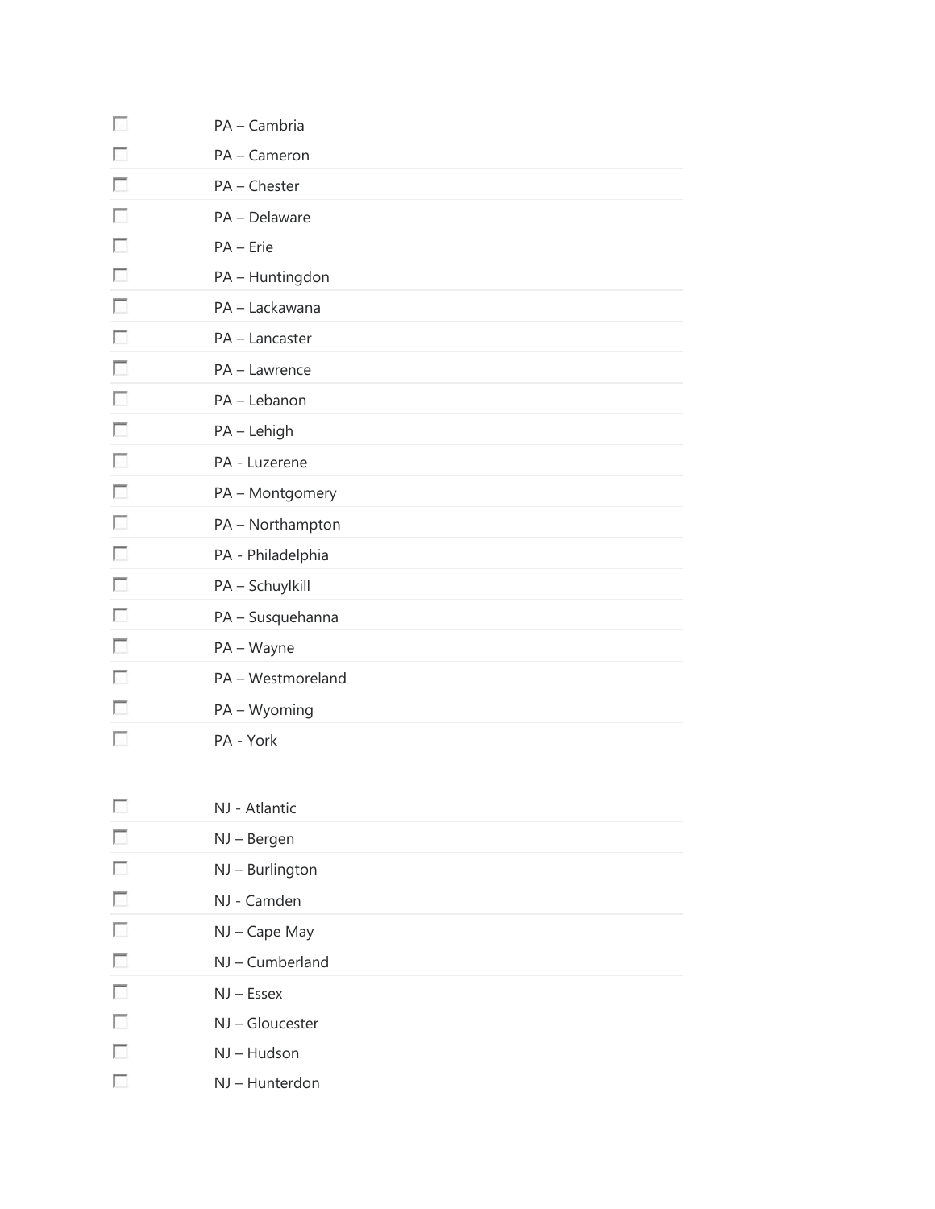- [ ] PA – Cambria
- [ ] PA – Cameron
- [ ] PA – Chester
- [ ] PA – Delaware
- [ ] PA – Erie
- [ ] PA – Huntingdon
- [ ] PA – Lackawana
- [ ] PA – Lancaster
- [ ] PA – Lawrence
- [ ] PA – Lebanon
- [ ] PA – Lehigh
- [ ] PA - Luzerene
- [ ] PA – Montgomery
- [ ] PA – Northampton
- [ ] PA - Philadelphia
- [ ] PA – Schuylkill
- [ ] PA – Susquehanna
- [ ] PA – Wayne
- [ ] PA – Westmoreland
- [ ] PA – Wyoming
- [ ] PA - York

- [ ] NJ - Atlantic
- [ ] NJ – Bergen
- [ ] NJ – Burlington
- [ ] NJ - Camden
- [ ] NJ – Cape May
- [ ] NJ – Cumberland
- [ ] NJ – Essex
- [ ] NJ – Gloucester
- [ ] NJ – Hudson
- [ ] NJ – Hunterdon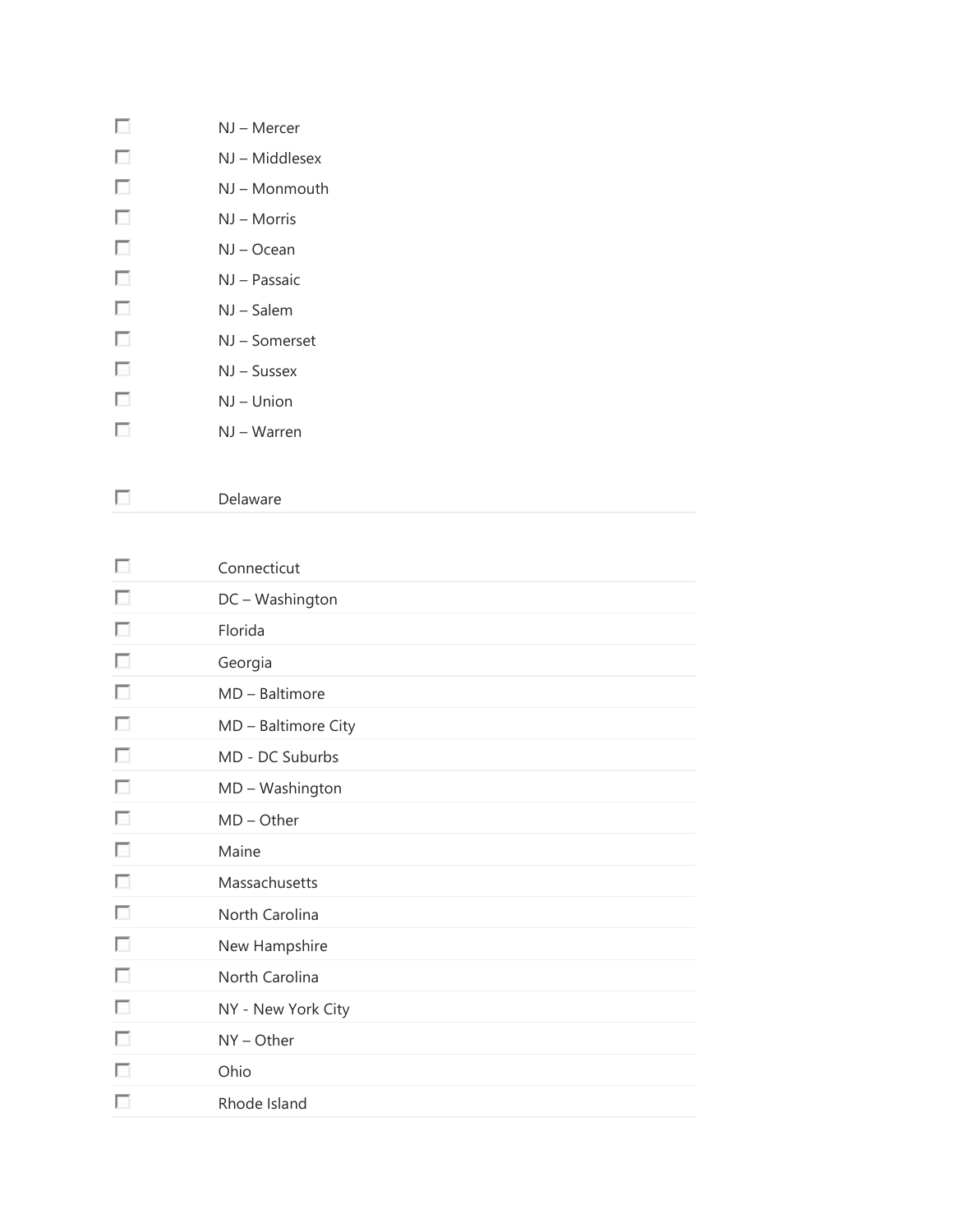- [ ] NJ – Mercer
- [ ] NJ – Middlesex
- [ ] NJ – Monmouth
- [ ] NJ – Morris
- [ ] NJ – Ocean
- [ ] NJ – Passaic
- [ ] NJ – Salem
- [ ] NJ – Somerset
- [ ] NJ – Sussex
- [ ] NJ – Union
- [ ] NJ – Warren

- [ ] Delaware

- [ ] Connecticut
- [ ] DC – Washington
- [ ] Florida
- [ ] Georgia
- [ ] MD – Baltimore
- [ ] MD – Baltimore City
- [ ] MD - DC Suburbs
- [ ] MD – Washington
- [ ] MD – Other
- [ ] Maine
- [ ] Massachusetts
- [ ] North Carolina
- [ ] New Hampshire
- [ ] North Carolina
- [ ] NY - New York City
- [ ] NY – Other
- [ ] Ohio
- [ ] Rhode Island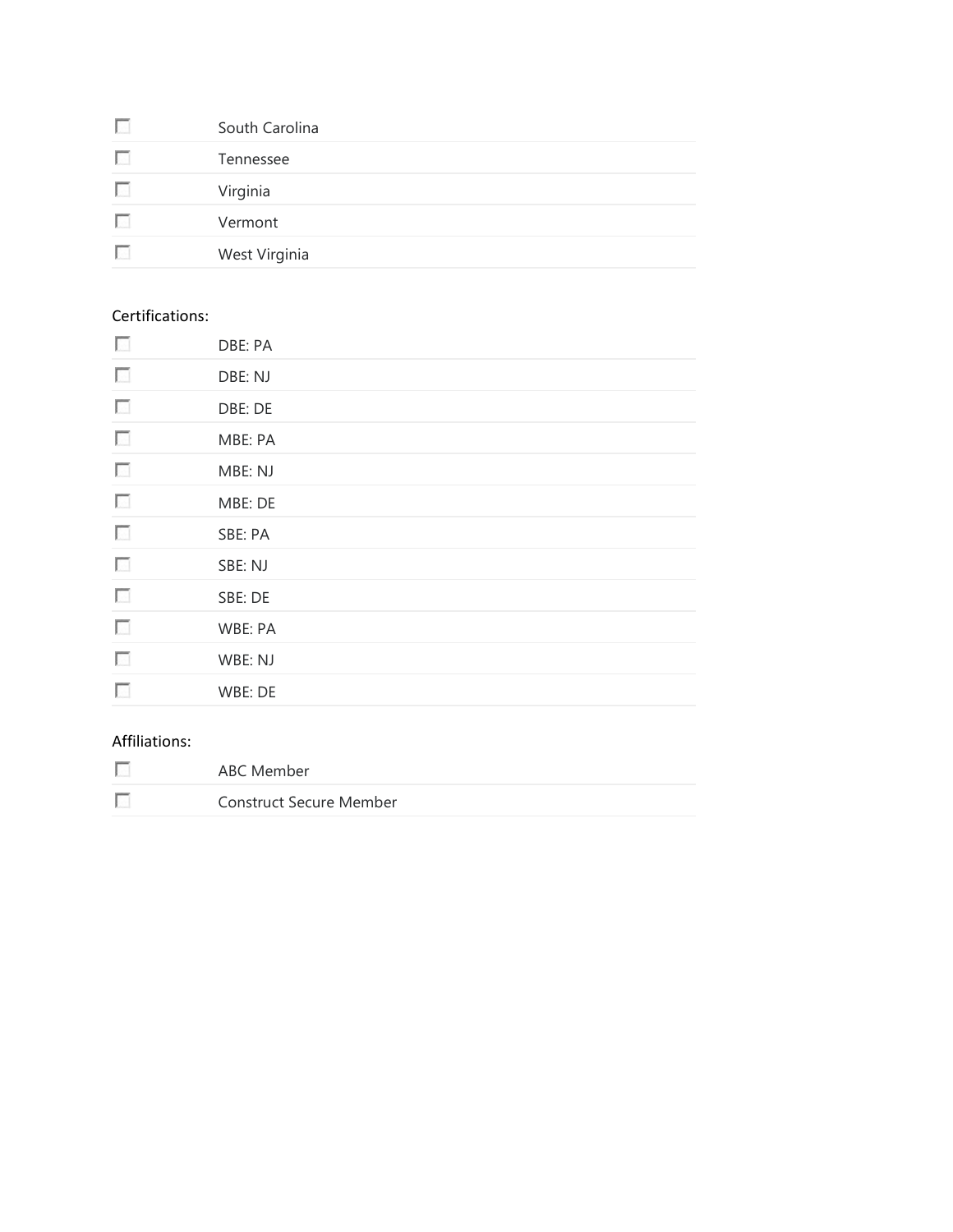- [ ] South Carolina
- [ ] Tennessee
- [ ] Virginia
- [ ] Vermont
- [ ] West Virginia

Certifications:

- [ ] DBE: PA
- [ ] DBE: NJ
- [ ] DBE: DE
- [ ] MBE: PA
- [ ] MBE: NJ
- [ ] MBE: DE
- [ ] SBE: PA
- [ ] SBE: NJ
- [ ] SBE: DE
- [ ] WBE: PA
- [ ] WBE: NJ
- [ ] WBE: DE

Affiliations:

- [ ] ABC Member
- [ ] Construct Secure Member